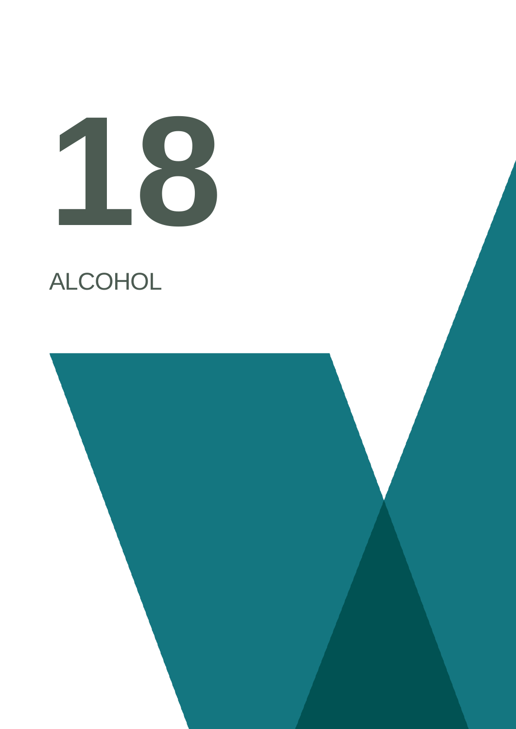# 18

## ALCOHOL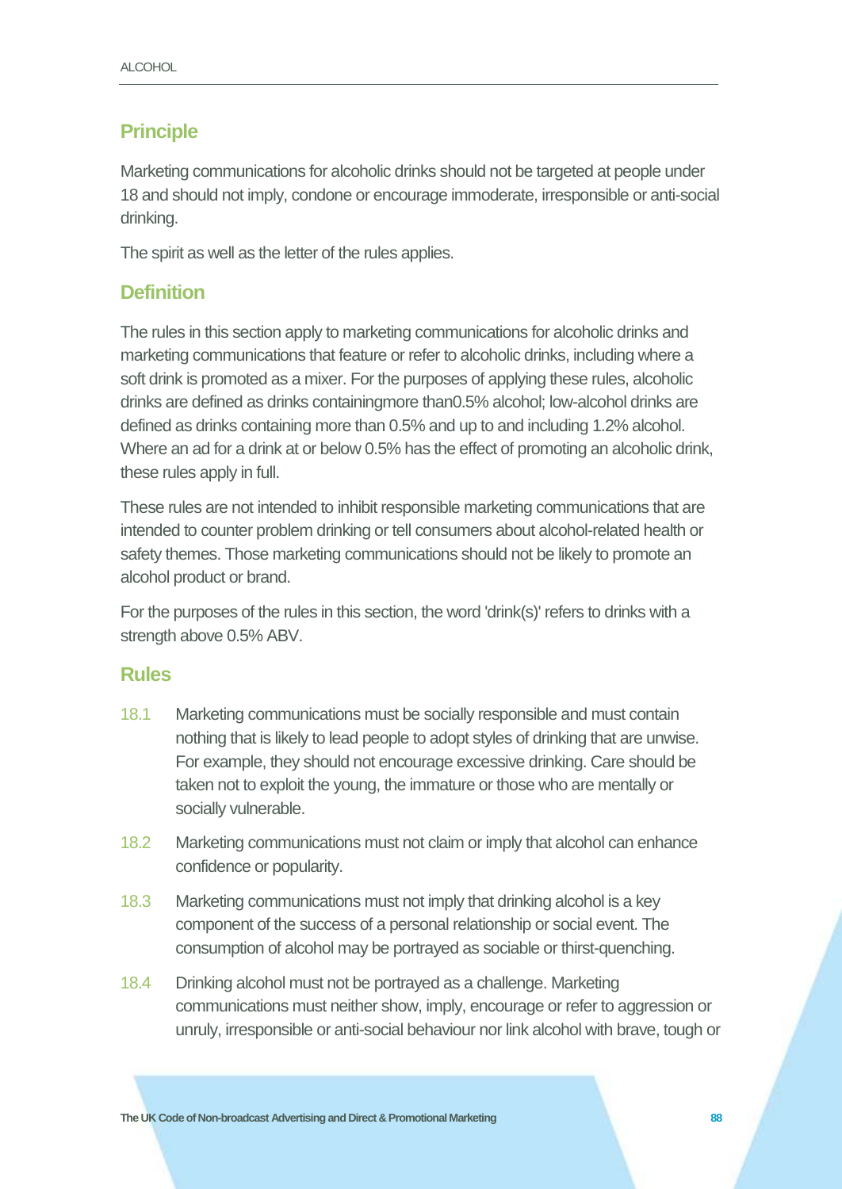## Principle

Marketing communications for alcoholic drinks should not be targeted at people under 18 and should not imply, condone or encourage immoderate, irresponsible or anti-social drinking.

The spirit as well as the letter of the rules applies.

## Definition

The rules in this section apply to marketing communications for alcoholic drinks and marketing communications that feature or refer to alcoholic drinks, including where a soft drink is promoted as a mixer. For the purposes of applying these rules, alcoholic drinks are defined as drinks containingmore than0.5% alcohol; low-alcohol drinks are defined as drinks containing more than 0.5% and up to and including 1.2% alcohol. Where an ad for a drink at or below 0.5% has the effect of promoting an alcoholic drink, these rules apply in full.

These rules are not intended to inhibit responsible marketing communications that are intended to counter problem drinking or tell consumers about alcohol-related health or safety themes. Those marketing communications should not be likely to promote an alcohol product or brand.

For the purposes of the rules in this section, the word 'drink(s)' refers to drinks with a strength above 0.5% ABV.

## Rules

18.1 Marketing communications must be socially responsible and must contain nothing that is likely to lead people to adopt styles of drinking that are unwise. For example, they should not encourage excessive drinking. Care should be taken not to exploit the young, the immature or those who are mentally or socially vulnerable.

18.2 Marketing communications must not claim or imply that alcohol can enhance confidence or popularity.

18.3 Marketing communications must not imply that drinking alcohol is a key component of the success of a personal relationship or social event. The consumption of alcohol may be portrayed as sociable or thirst-quenching.

18.4 Drinking alcohol must not be portrayed as a challenge. Marketing communications must neither show, imply, encourage or refer to aggression or unruly, irresponsible or anti-social behaviour nor link alcohol with brave, tough or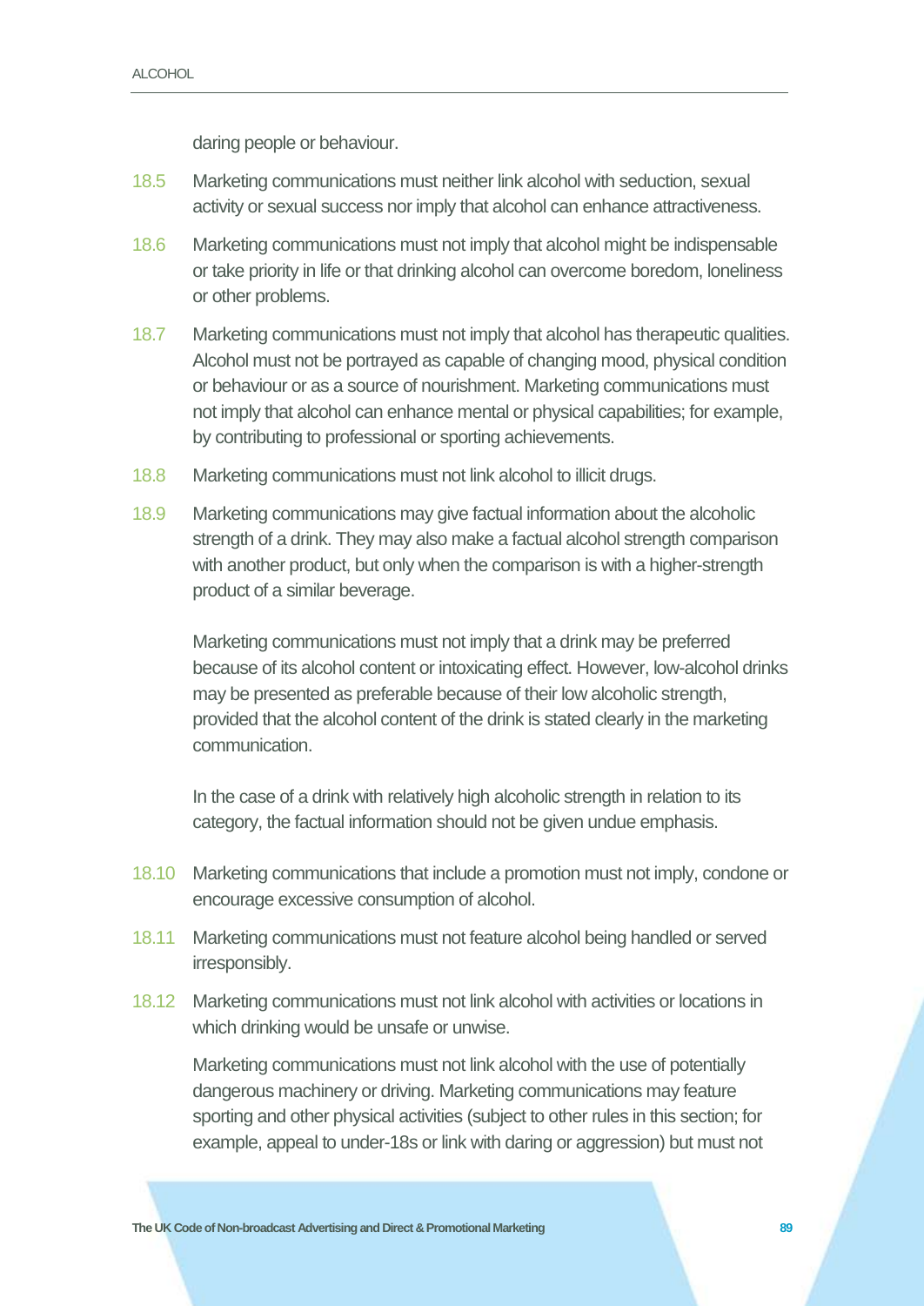daring people or behaviour.

18.5 Marketing communications must neither link alcohol with seduction, sexual activity or sexual success nor imply that alcohol can enhance attractiveness.

18.6 Marketing communications must not imply that alcohol might be indispensable or take priority in life or that drinking alcohol can overcome boredom, loneliness or other problems.

18.7 Marketing communications must not imply that alcohol has therapeutic qualities. Alcohol must not be portrayed as capable of changing mood, physical condition or behaviour or as a source of nourishment. Marketing communications must not imply that alcohol can enhance mental or physical capabilities; for example, by contributing to professional or sporting achievements.

18.8 Marketing communications must not link alcohol to illicit drugs.

18.9 Marketing communications may give factual information about the alcoholic strength of a drink. They may also make a factual alcohol strength comparison with another product, but only when the comparison is with a higher-strength product of a similar beverage.

Marketing communications must not imply that a drink may be preferred because of its alcohol content or intoxicating effect. However, low-alcohol drinks may be presented as preferable because of their low alcoholic strength, provided that the alcohol content of the drink is stated clearly in the marketing communication.

In the case of a drink with relatively high alcoholic strength in relation to its category, the factual information should not be given undue emphasis.

18.10 Marketing communications that include a promotion must not imply, condone or encourage excessive consumption of alcohol.

18.11 Marketing communications must not feature alcohol being handled or served irresponsibly.

18.12 Marketing communications must not link alcohol with activities or locations in which drinking would be unsafe or unwise.

Marketing communications must not link alcohol with the use of potentially dangerous machinery or driving. Marketing communications may feature sporting and other physical activities (subject to other rules in this section; for example, appeal to under-18s or link with daring or aggression) but must not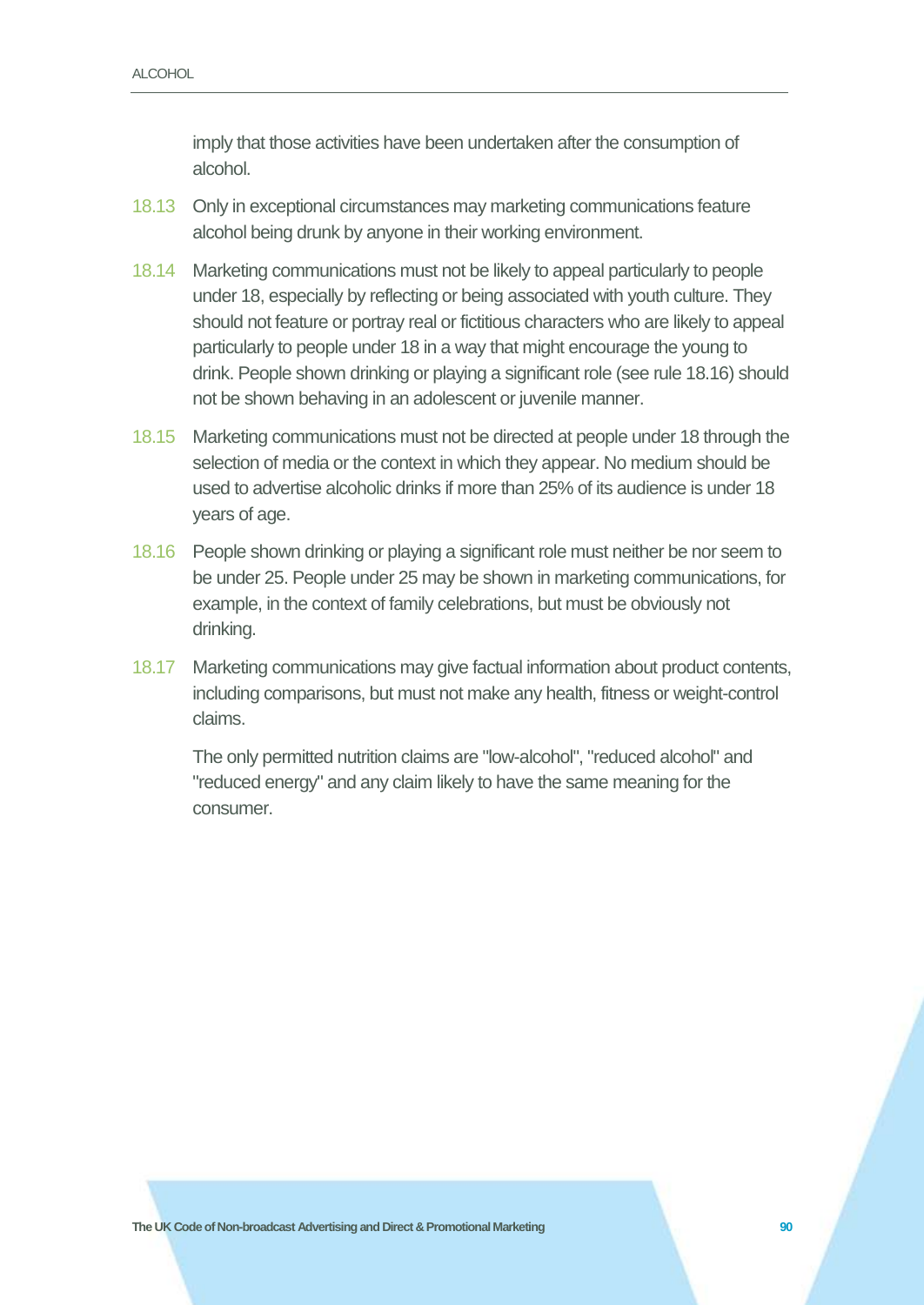imply that those activities have been undertaken after the consumption of alcohol.

18.13 Only in exceptional circumstances may marketing communications feature alcohol being drunk by anyone in their working environment.

18.14 Marketing communications must not be likely to appeal particularly to people under 18, especially by reflecting or being associated with youth culture. They should not feature or portray real or fictitious characters who are likely to appeal particularly to people under 18 in a way that might encourage the young to drink. People shown drinking or playing a significant role (see rule 18.16) should not be shown behaving in an adolescent or juvenile manner.

18.15 Marketing communications must not be directed at people under 18 through the selection of media or the context in which they appear. No medium should be used to advertise alcoholic drinks if more than 25% of its audience is under 18 years of age.

18.16 People shown drinking or playing a significant role must neither be nor seem to be under 25. People under 25 may be shown in marketing communications, for example, in the context of family celebrations, but must be obviously not drinking.

18.17 Marketing communications may give factual information about product contents, including comparisons, but must not make any health, fitness or weight-control claims.

The only permitted nutrition claims are "low-alcohol", "reduced alcohol" and "reduced energy" and any claim likely to have the same meaning for the consumer.